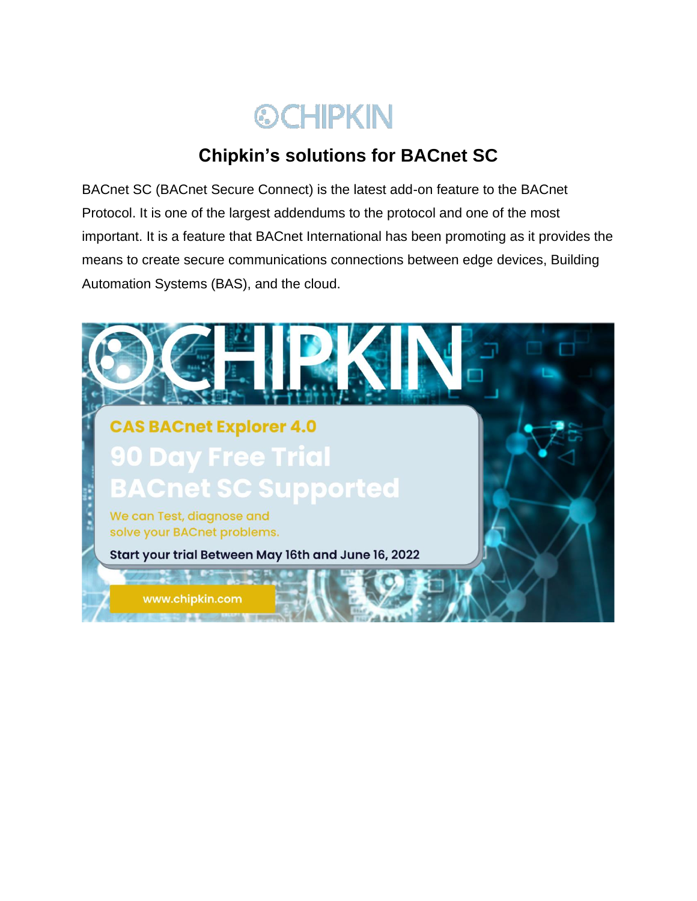# Chipkin's solutions for BACnet SC

BACnet SC (BACnet Secure Connect) is the latest add-on feature to the BACnet Protocol. It is one of the largest addendums to the protocol and one of the most important. It is a feature that BACnet International has been promoting as it provides the means to create secure communications connections between edge devices, Building Automation Systems (BAS), and the cloud.

CHIPKIN

CAS BACnet Explorer 4.0

90 Day Free Trial

BACnet SC Supported

We can Test, diagnose and solve your BACnet problems.

Start your trial Between May 16th and June 16, 2022

www.chipkin.com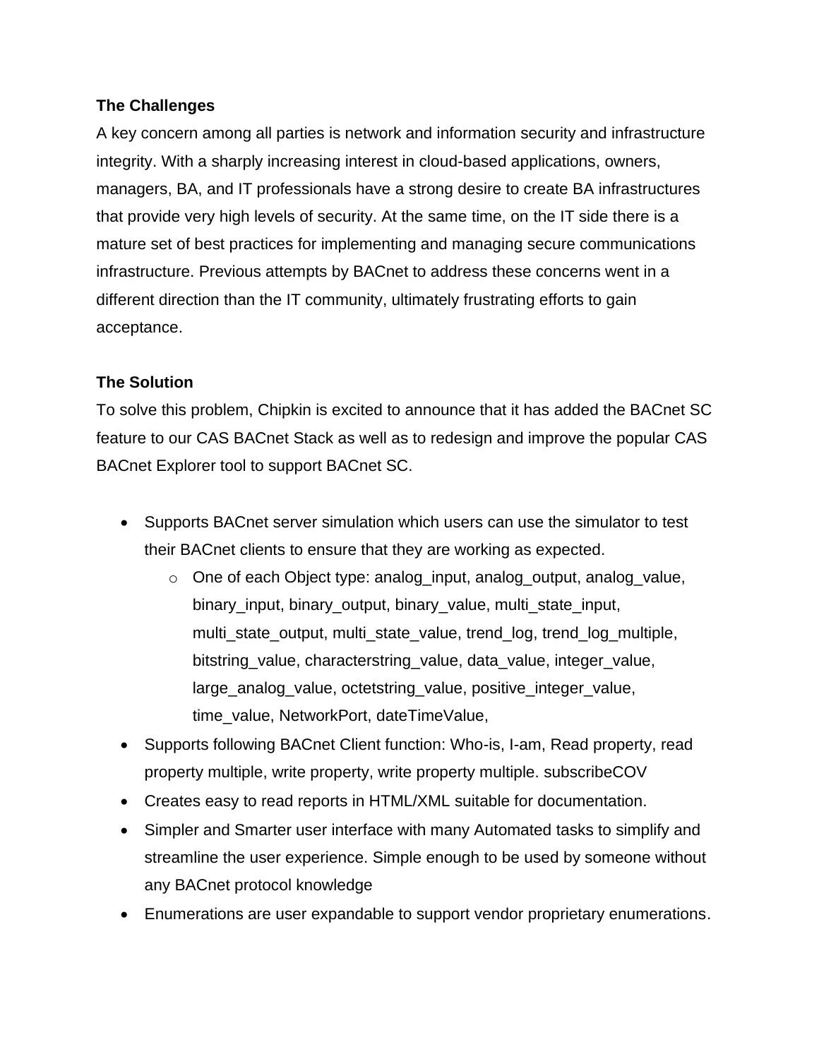**The Challenges**

A key concern among all parties is network and information security and infrastructure integrity. With a sharply increasing interest in cloud-based applications, owners, managers, BA, and IT professionals have a strong desire to create BA infrastructures that provide very high levels of security. At the same time, on the IT side there is a mature set of best practices for implementing and managing secure communications infrastructure. Previous attempts by BACnet to address these concerns went in a different direction than the IT community, ultimately frustrating efforts to gain acceptance.

**The Solution**

To solve this problem, Chipkin is excited to announce that it has added the BACnet SC feature to our CAS BACnet Stack as well as to redesign and improve the popular CAS BACnet Explorer tool to support BACnet SC.

- Supports BACnet server simulation which users can use the simulator to test their BACnet clients to ensure that they are working as expected.
  - One of each Object type: analog_input, analog_output, analog_value, binary_input, binary_output, binary_value, multi_state_input, multi_state_output, multi_state_value, trend_log, trend_log_multiple, bitstring_value, characterstring_value, data_value, integer_value, large_analog_value, octetstring_value, positive_integer_value, time_value, NetworkPort, dateTimeValue,
- Supports following BACnet Client function: Who-is, I-am, Read property, read property multiple, write property, write property multiple. subscribeCOV
- Creates easy to read reports in HTML/XML suitable for documentation.
- Simpler and Smarter user interface with many Automated tasks to simplify and streamline the user experience. Simple enough to be used by someone without any BACnet protocol knowledge
- Enumerations are user expandable to support vendor proprietary enumerations.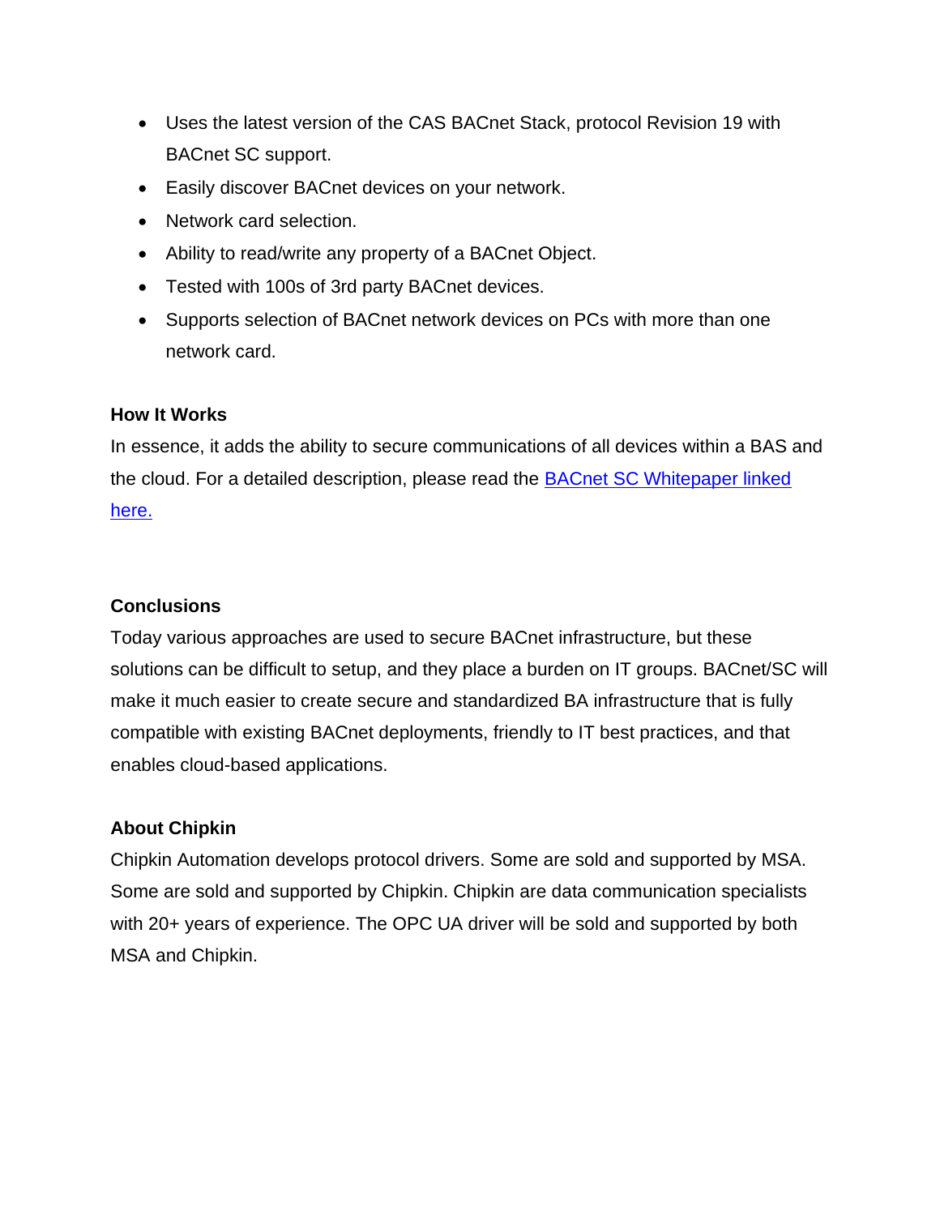- Uses the latest version of the CAS BACnet Stack, protocol Revision 19 with BACnet SC support.
- Easily discover BACnet devices on your network.
- Network card selection.
- Ability to read/write any property of a BACnet Object.
- Tested with 100s of 3rd party BACnet devices.
- Supports selection of BACnet network devices on PCs with more than one network card.

**How It Works**

In essence, it adds the ability to secure communications of all devices within a BAS and the cloud. For a detailed description, please read the [BACnet SC Whitepaper linked here.]()

**Conclusions**

Today various approaches are used to secure BACnet infrastructure, but these solutions can be difficult to setup, and they place a burden on IT groups. BACnet/SC will make it much easier to create secure and standardized BA infrastructure that is fully compatible with existing BACnet deployments, friendly to IT best practices, and that enables cloud-based applications.

**About Chipkin**

Chipkin Automation develops protocol drivers. Some are sold and supported by MSA. Some are sold and supported by Chipkin. Chipkin are data communication specialists with 20+ years of experience. The OPC UA driver will be sold and supported by both MSA and Chipkin.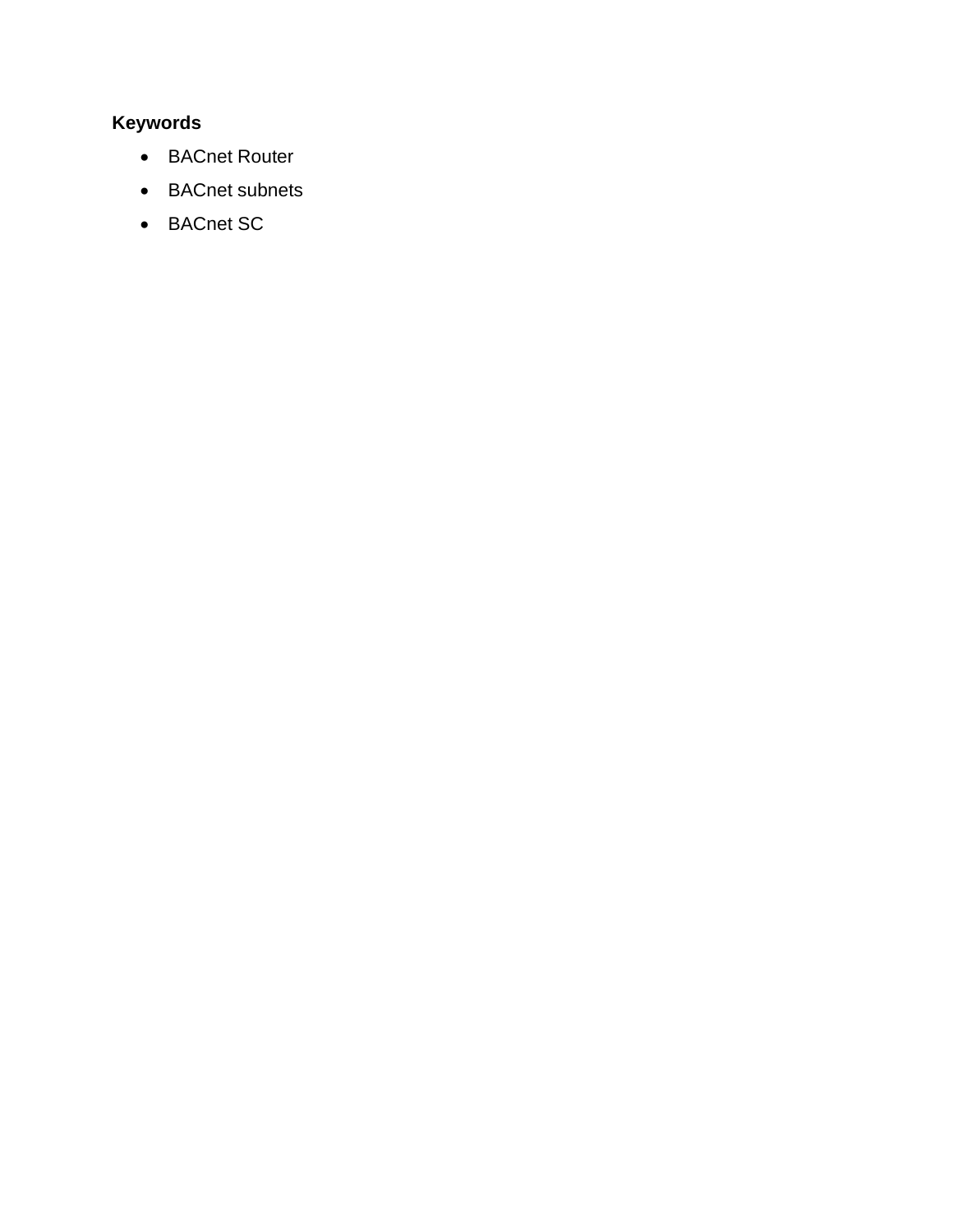**Keywords**

- BACnet Router
- BACnet subnets
- BACnet SC